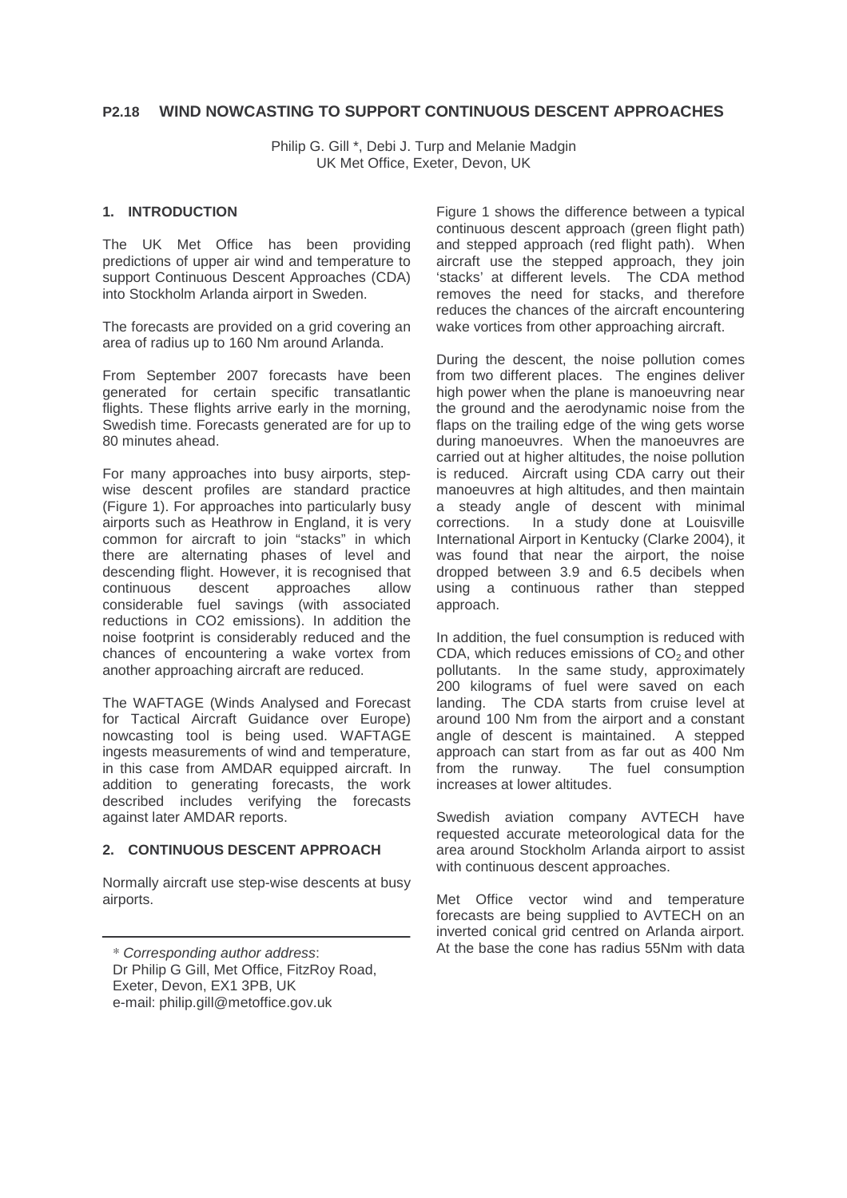## P2.18 WIND NOWCASTING TO SUPPORT CONTINUOUS DESCENT APPROACHES

Philip G. Gill *, Debi J. Turp and Melanie Madgin
UK Met Office, Exeter, Devon, UK

### 1. INTRODUCTION

The UK Met Office has been providing predictions of upper air wind and temperature to support Continuous Descent Approaches (CDA) into Stockholm Arlanda airport in Sweden.

The forecasts are provided on a grid covering an area of radius up to 160 Nm around Arlanda.

From September 2007 forecasts have been generated for certain specific transatlantic flights. These flights arrive early in the morning, Swedish time. Forecasts generated are for up to 80 minutes ahead.

For many approaches into busy airports, step-wise descent profiles are standard practice (Figure 1). For approaches into particularly busy airports such as Heathrow in England, it is very common for aircraft to join "stacks" in which there are alternating phases of level and descending flight. However, it is recognised that continuous descent approaches allow considerable fuel savings (with associated reductions in CO2 emissions). In addition the noise footprint is considerably reduced and the chances of encountering a wake vortex from another approaching aircraft are reduced.

The WAFTAGE (Winds Analysed and Forecast for Tactical Aircraft Guidance over Europe) nowcasting tool is being used. WAFTAGE ingests measurements of wind and temperature, in this case from AMDAR equipped aircraft. In addition to generating forecasts, the work described includes verifying the forecasts against later AMDAR reports.

### 2. CONTINUOUS DESCENT APPROACH

Normally aircraft use step-wise descents at busy airports.

Figure 1 shows the difference between a typical continuous descent approach (green flight path) and stepped approach (red flight path). When aircraft use the stepped approach, they join 'stacks' at different levels. The CDA method removes the need for stacks, and therefore reduces the chances of the aircraft encountering wake vortices from other approaching aircraft.

During the descent, the noise pollution comes from two different places. The engines deliver high power when the plane is manoeuvring near the ground and the aerodynamic noise from the flaps on the trailing edge of the wing gets worse during manoeuvres. When the manoeuvres are carried out at higher altitudes, the noise pollution is reduced. Aircraft using CDA carry out their manoeuvres at high altitudes, and then maintain a steady angle of descent with minimal corrections. In a study done at Louisville International Airport in Kentucky (Clarke 2004), it was found that near the airport, the noise dropped between 3.9 and 6.5 decibels when using a continuous rather than stepped approach.

In addition, the fuel consumption is reduced with CDA, which reduces emissions of $CO_2$ and other pollutants. In the same study, approximately 200 kilograms of fuel were saved on each landing. The CDA starts from cruise level at around 100 Nm from the airport and a constant angle of descent is maintained. A stepped approach can start from as far out as 400 Nm from the runway. The fuel consumption increases at lower altitudes.

Swedish aviation company AVTECH have requested accurate meteorological data for the area around Stockholm Arlanda airport to assist with continuous descent approaches.

Met Office vector wind and temperature forecasts are being supplied to AVTECH on an inverted conical grid centred on Arlanda airport. At the base the cone has radius 55Nm with data

---

* *Corresponding author address*:
Dr Philip G Gill, Met Office, FitzRoy Road, Exeter, Devon, EX1 3PB, UK
e-mail: philip.gill@metoffice.gov.uk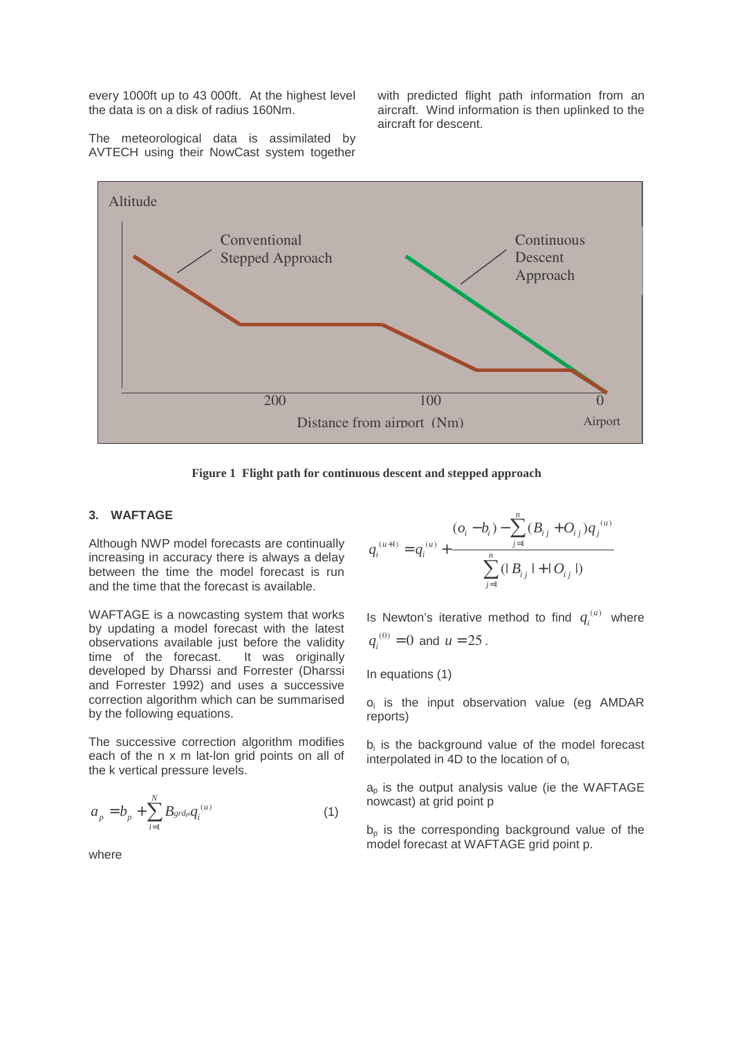every 1000ft up to 43 000ft. At the highest level the data is on a disk of radius 160Nm.

The meteorological data is assimilated by AVTECH using their NowCast system together with predicted flight path information from an aircraft. Wind information is then uplinked to the aircraft for descent.

**Figure 1 Flight path for continuous descent and stepped approach**

## 3. WAFTAGE

Although NWP model forecasts are continually increasing in accuracy there is always a delay between the time the model forecast is run and the time that the forecast is available.

WAFTAGE is a nowcasting system that works by updating a model forecast with the latest observations available just before the validity time of the forecast. It was originally developed by Dharssi and Forrester (Dharssi and Forrester 1992) and uses a successive correction algorithm which can be summarised by the following equations.

The successive correction algorithm modifies each of the n x m lat-lon grid points on all of the k vertical pressure levels.

$$a_p = b_p + \sum_{i=1}^{N} B_{grd_{pi}} q_i^{(u)} \qquad (1)$$

where

$$q_i^{(u+1)} = q_i^{(u)} + \frac{(o_i - b_i) - \sum_{j=1}^{n} (B_{ij} + O_{ij}) q_j^{(u)}}{\sum_{j=1}^{n} (|B_{ij}| + |O_{ij}|)}$$

Is Newton's iterative method to find $q_i^{(u)}$ where $q_i^{(0)} = 0$ and $u = 25$.

In equations (1)

$o_i$ is the input observation value (eg AMDAR reports)

$b_i$ is the background value of the model forecast interpolated in 4D to the location of $o_i$

$a_p$ is the output analysis value (ie the WAFTAGE nowcast) at grid point p

$b_p$ is the corresponding background value of the model forecast at WAFTAGE grid point p.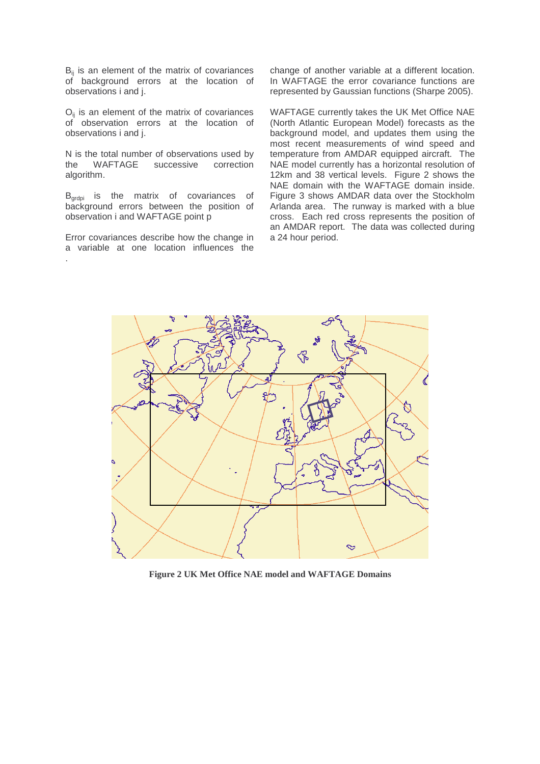$B_{ij}$ is an element of the matrix of covariances of background errors at the location of observations i and j.

$O_{ij}$ is an element of the matrix of covariances of observation errors at the location of observations i and j.

N is the total number of observations used by the WAFTAGE successive correction algorithm.

$B_{grdpi}$ is the matrix of covariances of background errors between the position of observation i and WAFTAGE point p

Error covariances describe how the change in a variable at one location influences the change of another variable at a different location. In WAFTAGE the error covariance functions are represented by Gaussian functions (Sharpe 2005).

WAFTAGE currently takes the UK Met Office NAE (North Atlantic European Model) forecasts as the background model, and updates them using the most recent measurements of wind speed and temperature from AMDAR equipped aircraft. The NAE model currently has a horizontal resolution of 12km and 38 vertical levels. Figure 2 shows the NAE domain with the WAFTAGE domain inside. Figure 3 shows AMDAR data over the Stockholm Arlanda area. The runway is marked with a blue cross. Each red cross represents the position of an AMDAR report. The data was collected during a 24 hour period.

**Figure 2 UK Met Office NAE model and WAFTAGE Domains**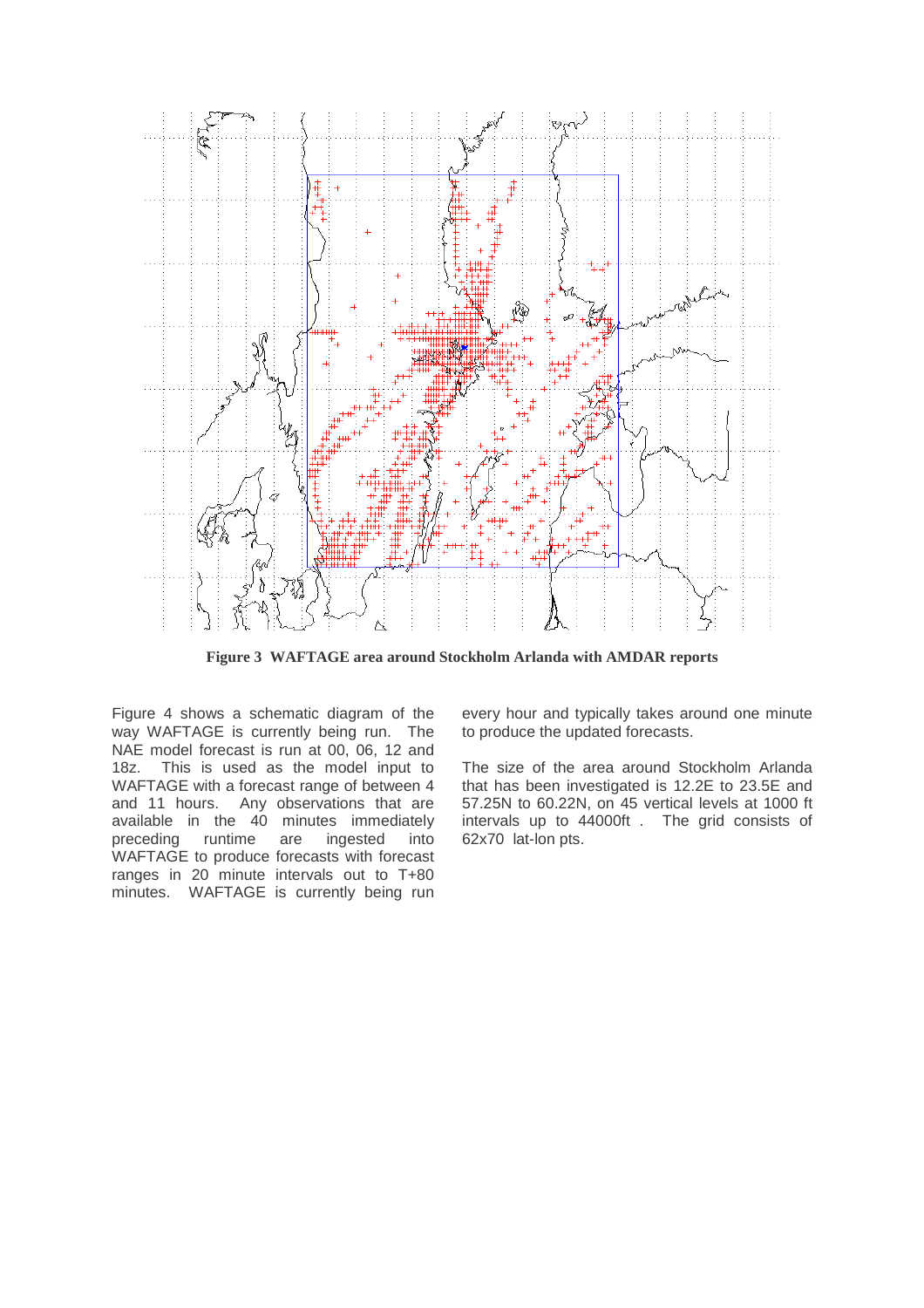**Figure 3 WAFTAGE area around Stockholm Arlanda with AMDAR reports**

Figure 4 shows a schematic diagram of the way WAFTAGE is currently being run. The NAE model forecast is run at 00, 06, 12 and 18z. This is used as the model input to WAFTAGE with a forecast range of between 4 and 11 hours. Any observations that are available in the 40 minutes immediately preceding runtime are ingested into WAFTAGE to produce forecasts with forecast ranges in 20 minute intervals out to T+80 minutes. WAFTAGE is currently being run every hour and typically takes around one minute to produce the updated forecasts.

The size of the area around Stockholm Arlanda that has been investigated is 12.2E to 23.5E and 57.25N to 60.22N, on 45 vertical levels at 1000 ft intervals up to 44000ft . The grid consists of 62x70 lat-lon pts.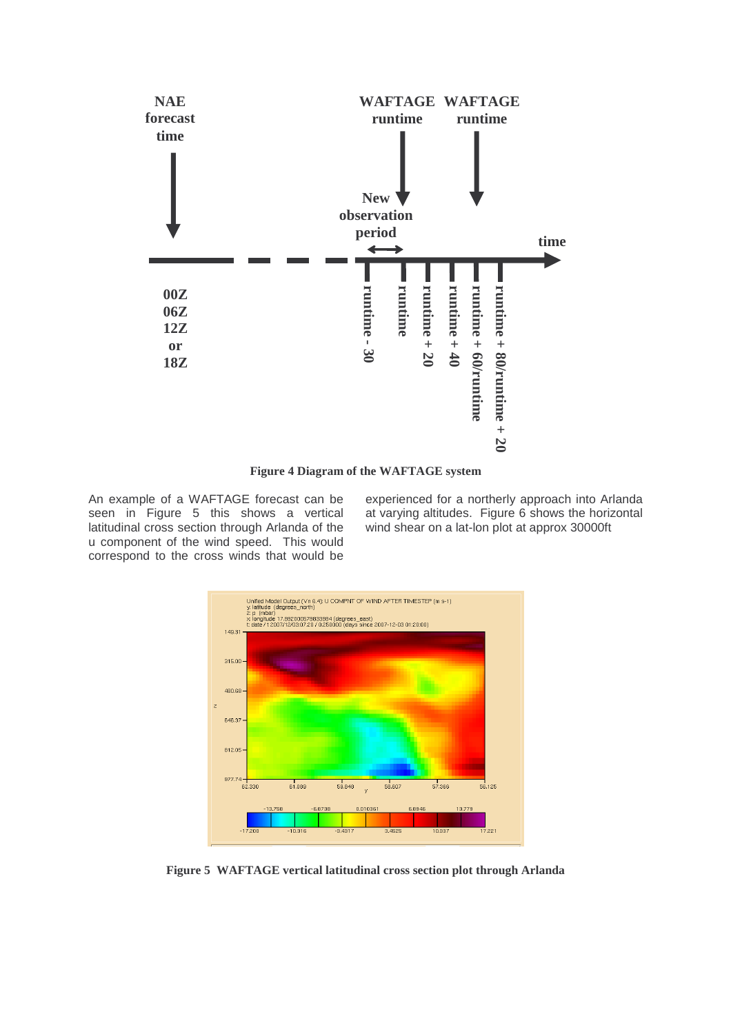Figure 4 Diagram of the WAFTAGE system

An example of a WAFTAGE forecast can be seen in Figure 5 this shows a vertical latitudinal cross section through Arlanda of the u component of the wind speed. This would correspond to the cross winds that would be experienced for a northerly approach into Arlanda at varying altitudes. Figure 6 shows the horizontal wind shear on a lat-lon plot at approx 30000ft

Figure 5 WAFTAGE vertical latitudinal cross section plot through Arlanda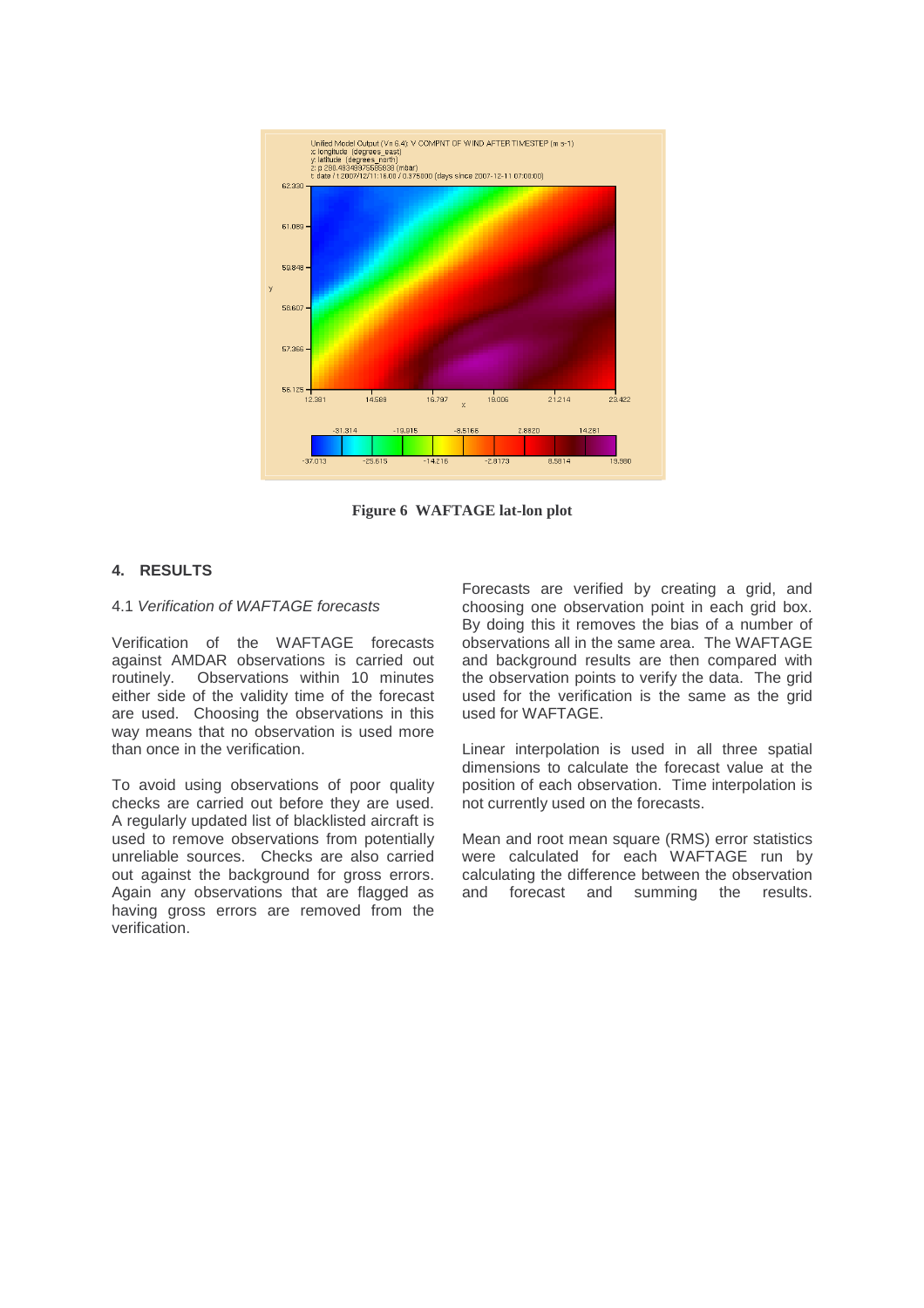**Figure 6 WAFTAGE lat-lon plot**

## 4. RESULTS

### 4.1 *Verification of WAFTAGE forecasts*

Verification of the WAFTAGE forecasts against AMDAR observations is carried out routinely. Observations within 10 minutes either side of the validity time of the forecast are used. Choosing the observations in this way means that no observation is used more than once in the verification.

To avoid using observations of poor quality checks are carried out before they are used. A regularly updated list of blacklisted aircraft is used to remove observations from potentially unreliable sources. Checks are also carried out against the background for gross errors. Again any observations that are flagged as having gross errors are removed from the verification.

Forecasts are verified by creating a grid, and choosing one observation point in each grid box. By doing this it removes the bias of a number of observations all in the same area. The WAFTAGE and background results are then compared with the observation points to verify the data. The grid used for the verification is the same as the grid used for WAFTAGE.

Linear interpolation is used in all three spatial dimensions to calculate the forecast value at the position of each observation. Time interpolation is not currently used on the forecasts.

Mean and root mean square (RMS) error statistics were calculated for each WAFTAGE run by calculating the difference between the observation and forecast and summing the results.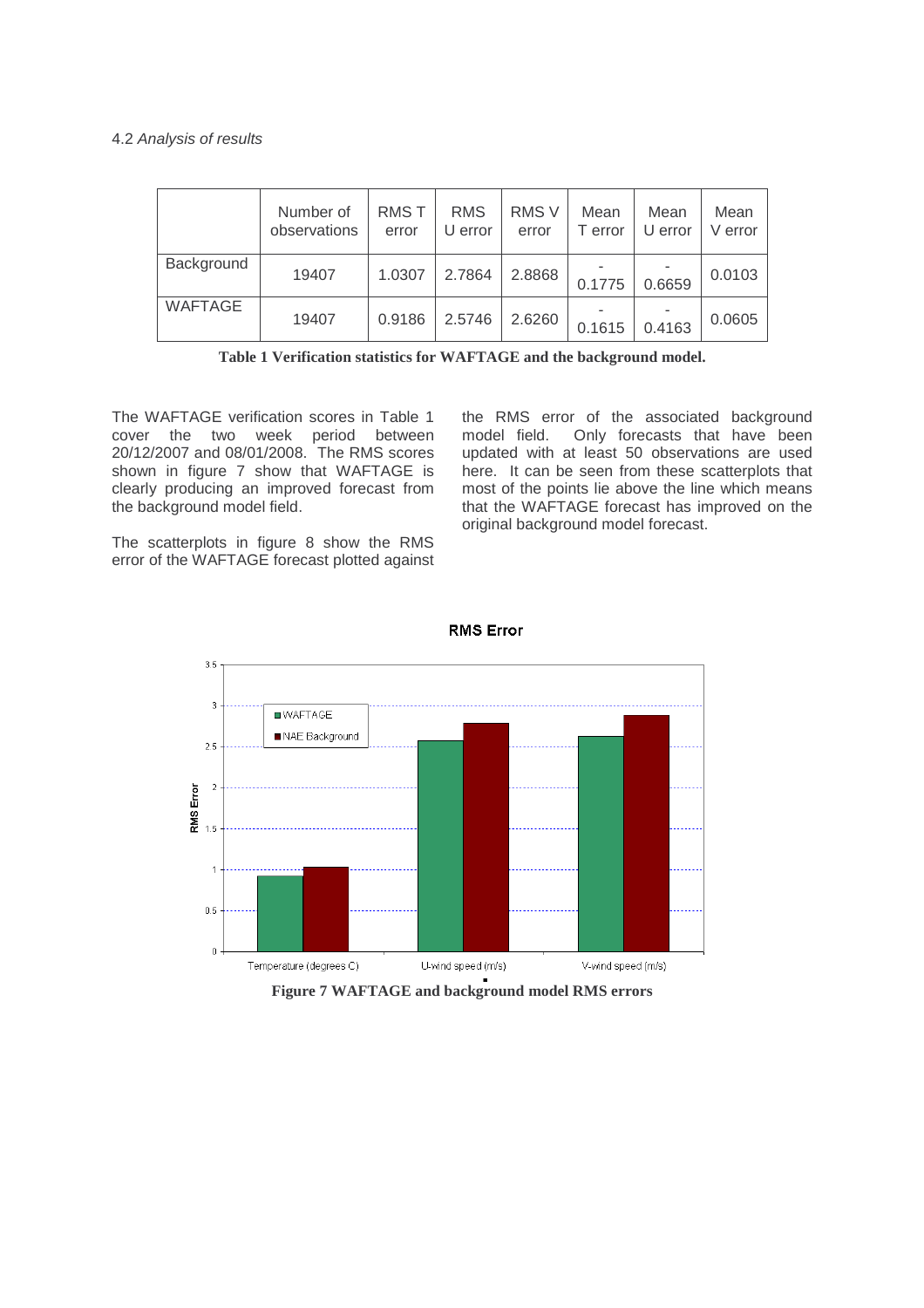4.2 *Analysis of results*

| | Number of observations | RMS T error | RMS U error | RMS V error | Mean T error | Mean U error | Mean V error |
|---|---|---|---|---|---|---|---|
| Background | 19407 | 1.0307 | 2.7864 | 2.8868 | -0.1775 | -0.6659 | 0.0103 |
| WAFTAGE | 19407 | 0.9186 | 2.5746 | 2.6260 | -0.1615 | -0.4163 | 0.0605 |

**Table 1 Verification statistics for WAFTAGE and the background model.**

The WAFTAGE verification scores in Table 1 cover the two week period between 20/12/2007 and 08/01/2008. The RMS scores shown in figure 7 show that WAFTAGE is clearly producing an improved forecast from the background model field.

The scatterplots in figure 8 show the RMS error of the WAFTAGE forecast plotted against the RMS error of the associated background model field. Only forecasts that have been updated with at least 50 observations are used here. It can be seen from these scatterplots that most of the points lie above the line which means that the WAFTAGE forecast has improved on the original background model forecast.

**Figure 7 WAFTAGE and background model RMS errors**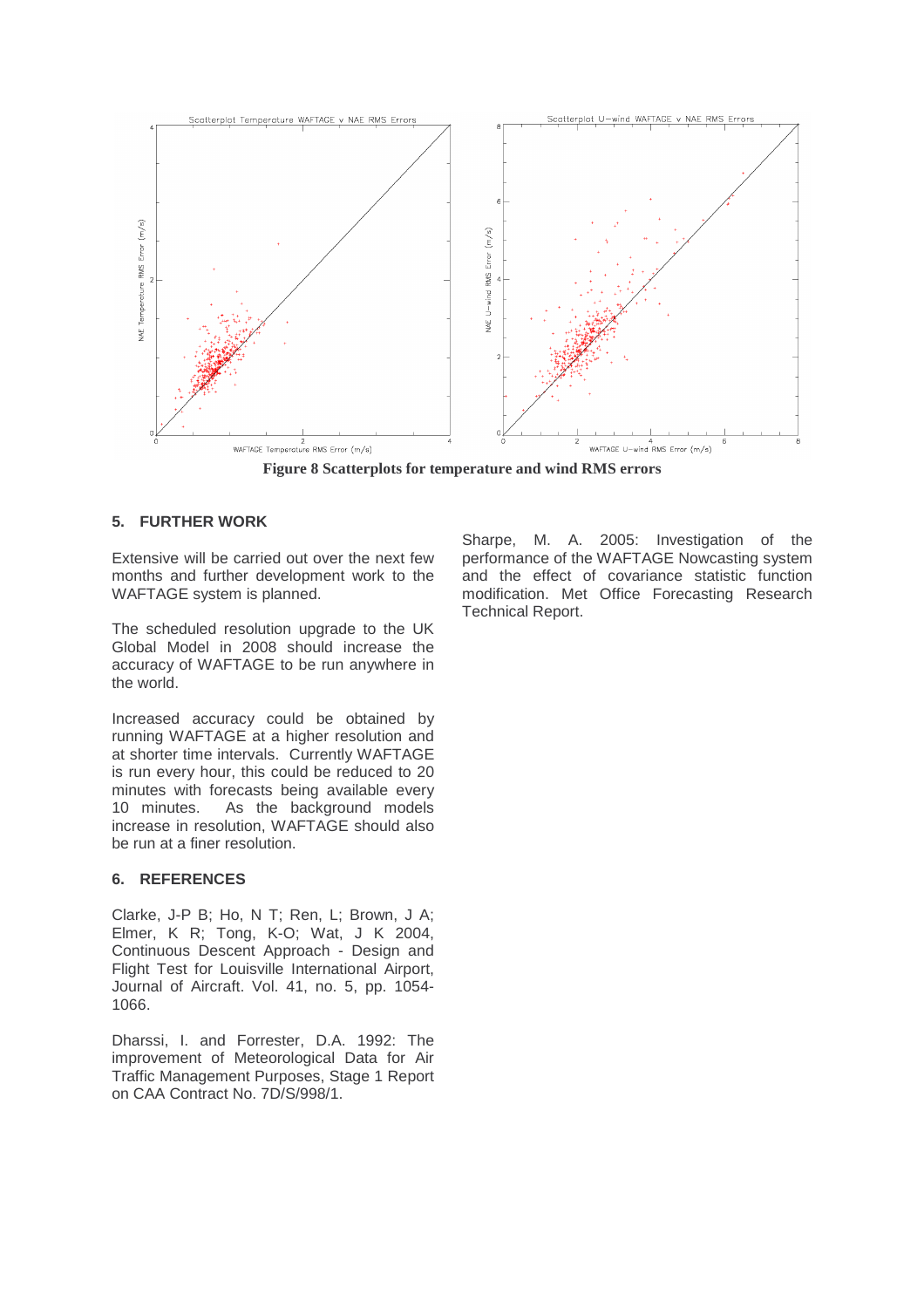Scatterplot Temperature WAFTAGE v NAE RMS Errors

NAE Temperature RMS Error (m/s)

WAFTAGE Temperature RMS Error (m/s)

0

2

4

0

2

4

Scatterplot U-wind WAFTAGE v NAE RMS Errors

NAE U-wind RMS Error (m/s)

WAFTAGE U-wind RMS Error (m/s)

0

2

4

6

8

0

2

4

6

8

**Figure 8 Scatterplots for temperature and wind RMS errors**

## 5. FURTHER WORK

Extensive will be carried out over the next few months and further development work to the WAFTAGE system is planned.

The scheduled resolution upgrade to the UK Global Model in 2008 should increase the accuracy of WAFTAGE to be run anywhere in the world.

Increased accuracy could be obtained by running WAFTAGE at a higher resolution and at shorter time intervals. Currently WAFTAGE is run every hour, this could be reduced to 20 minutes with forecasts being available every 10 minutes. As the background models increase in resolution, WAFTAGE should also be run at a finer resolution.

## 6. REFERENCES

Clarke, J-P B; Ho, N T; Ren, L; Brown, J A; Elmer, K R; Tong, K-O; Wat, J K 2004, Continuous Descent Approach - Design and Flight Test for Louisville International Airport, Journal of Aircraft. Vol. 41, no. 5, pp. 1054-1066.

Dharssi, I. and Forrester, D.A. 1992: The improvement of Meteorological Data for Air Traffic Management Purposes, Stage 1 Report on CAA Contract No. 7D/S/998/1.

Sharpe, M. A. 2005: Investigation of the performance of the WAFTAGE Nowcasting system and the effect of covariance statistic function modification. Met Office Forecasting Research Technical Report.